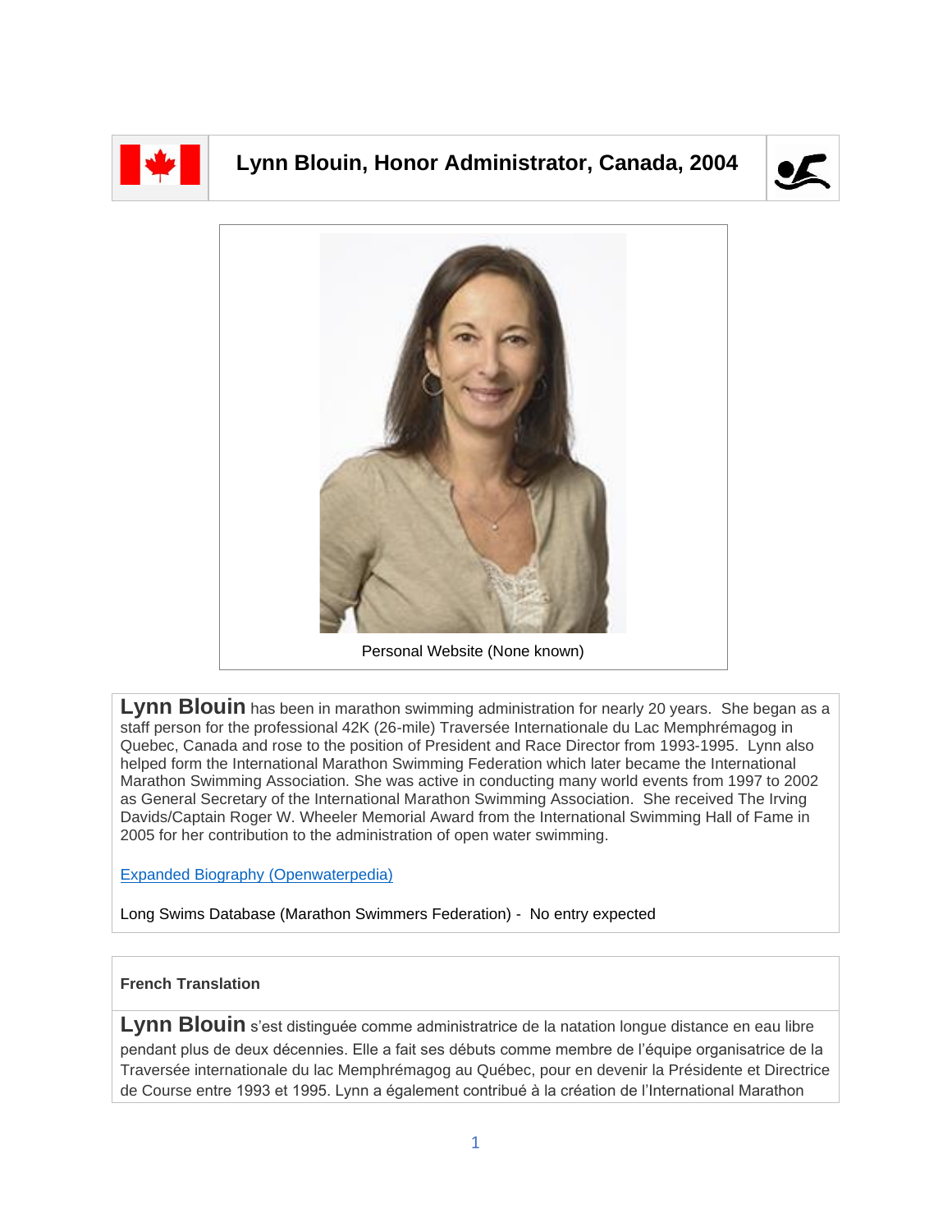# Lynn Blouin, Honor Administrator, Canada, 2004

Personal Website (None known)

**Lynn Blouin** has been in marathon swimming administration for nearly 20 years. She began as a staff person for the professional 42K (26-mile) Traversée Internationale du Lac Memphrémagog in Quebec, Canada and rose to the position of President and Race Director from 1993-1995. Lynn also helped form the International Marathon Swimming Federation which later became the International Marathon Swimming Association. She was active in conducting many world events from 1997 to 2002 as General Secretary of the International Marathon Swimming Association. She received The Irving Davids/Captain Roger W. Wheeler Memorial Award from the International Swimming Hall of Fame in 2005 for her contribution to the administration of open water swimming.

Expanded Biography (Openwaterpedia)

Long Swims Database (Marathon Swimmers Federation) - No entry expected

**French Translation**

**Lynn Blouin** s'est distinguée comme administratrice de la natation longue distance en eau libre pendant plus de deux décennies. Elle a fait ses débuts comme membre de l'équipe organisatrice de la Traversée internationale du lac Memphrémagog au Québec, pour en devenir la Présidente et Directrice de Course entre 1993 et 1995. Lynn a également contribué à la création de l'International Marathon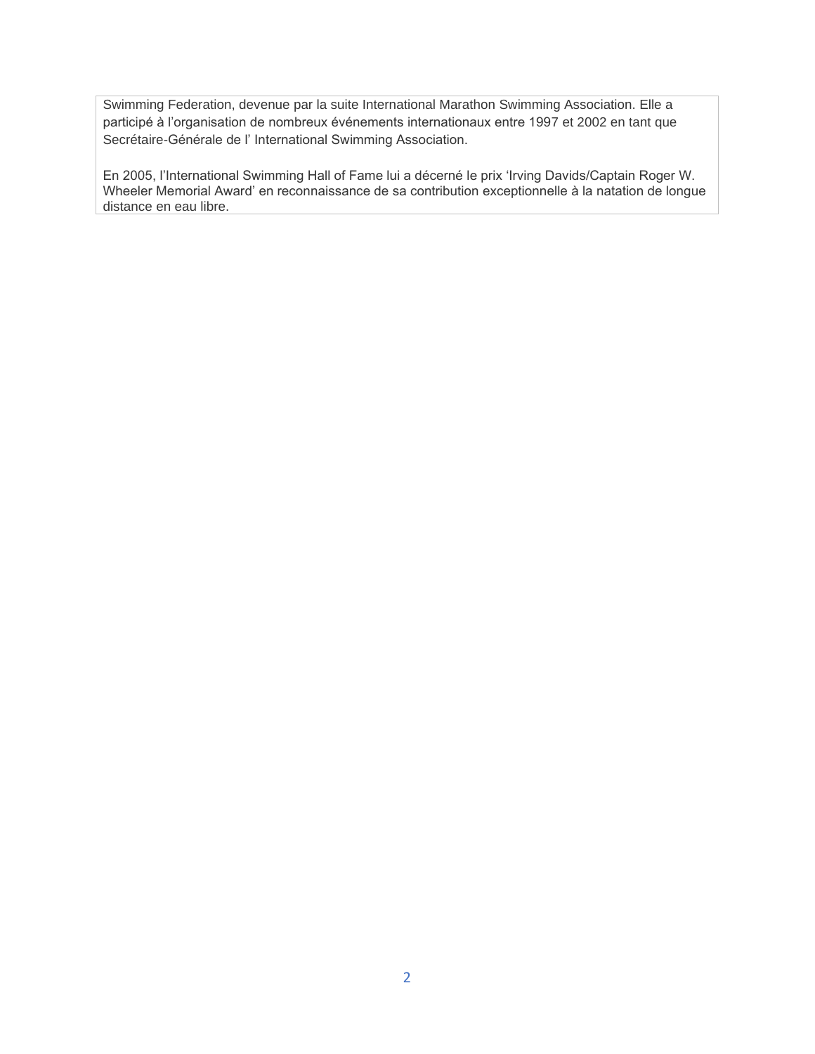Swimming Federation, devenue par la suite International Marathon Swimming Association. Elle a participé à l'organisation de nombreux événements internationaux entre 1997 et 2002 en tant que Secrétaire-Générale de l' International Swimming Association.

En 2005, l'International Swimming Hall of Fame lui a décerné le prix 'Irving Davids/Captain Roger W. Wheeler Memorial Award' en reconnaissance de sa contribution exceptionnelle à la natation de longue distance en eau libre.